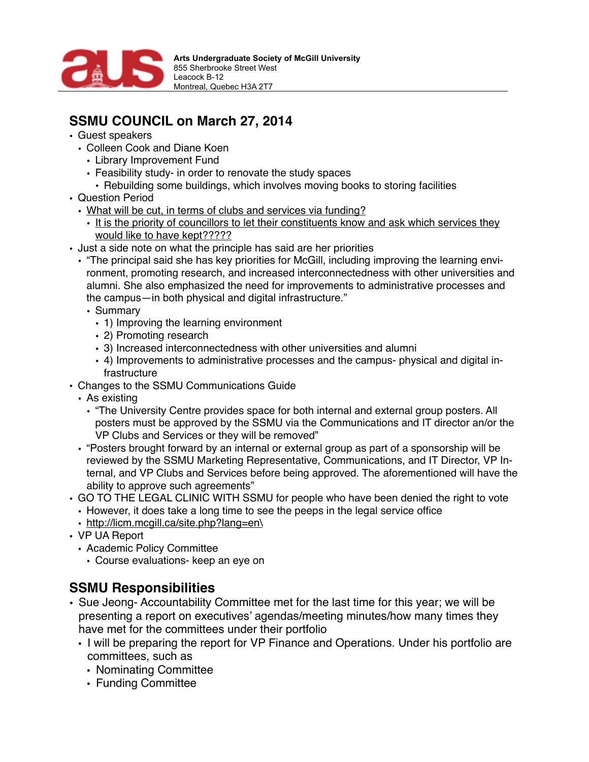Arts Undergraduate Society of McGill University
855 Sherbrooke Street West
Leacock B-12
Montreal, Quebec H3A 2T7

## SSMU COUNCIL on March 27, 2014

- Guest speakers
  - Colleen Cook and Diane Koen
    - Library Improvement Fund
    - Feasibility study- in order to renovate the study spaces
      - Rebuilding some buildings, which involves moving books to storing facilities
- Question Period
  - What will be cut, in terms of clubs and services via funding?
    - It is the priority of councillors to let their constituents know and ask which services they would like to have kept?????
- Just a side note on what the principle has said are her priorities
  - "The principal said she has key priorities for McGill, including improving the learning environment, promoting research, and increased interconnectedness with other universities and alumni. She also emphasized the need for improvements to administrative processes and the campus—in both physical and digital infrastructure."
    - Summary
      - 1) Improving the learning environment
      - 2) Promoting research
      - 3) Increased interconnectedness with other universities and alumni
      - 4) Improvements to administrative processes and the campus- physical and digital infrastructure
- Changes to the SSMU Communications Guide
  - As existing
    - "The University Centre provides space for both internal and external group posters. All posters must be approved by the SSMU via the Communications and IT director an/or the VP Clubs and Services or they will be removed"
  - "Posters brought forward by an internal or external group as part of a sponsorship will be reviewed by the SSMU Marketing Representative, Communications, and IT Director, VP Internal, and VP Clubs and Services before being approved. The aforementioned will have the ability to approve such agreements"
- GO TO THE LEGAL CLINIC WITH SSMU for people who have been denied the right to vote
  - However, it does take a long time to see the peeps in the legal service office
  - http://licm.mcgill.ca/site.php?lang=en\
- VP UA Report
  - Academic Policy Committee
    - Course evaluations- keep an eye on

## SSMU Responsibilities

- Sue Jeong- Accountability Committee met for the last time for this year; we will be presenting a report on executives' agendas/meeting minutes/how many times they have met for the committees under their portfolio
  - I will be preparing the report for VP Finance and Operations. Under his portfolio are committees, such as
    - Nominating Committee
    - Funding Committee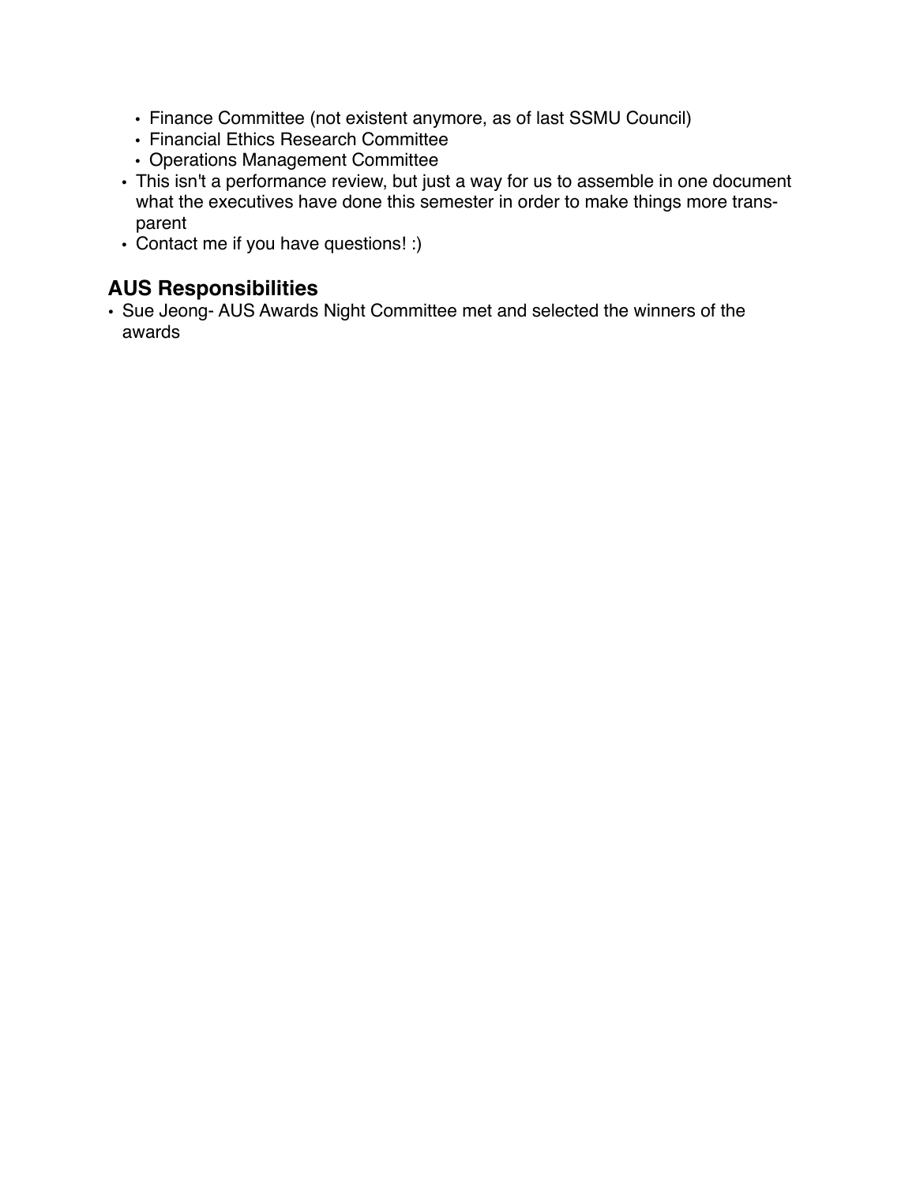- Finance Committee (not existent anymore, as of last SSMU Council)
  - Financial Ethics Research Committee
  - Operations Management Committee
- This isn't a performance review, but just a way for us to assemble in one document what the executives have done this semester in order to make things more transparent
- Contact me if you have questions! :)

## AUS Responsibilities

- Sue Jeong- AUS Awards Night Committee met and selected the winners of the awards